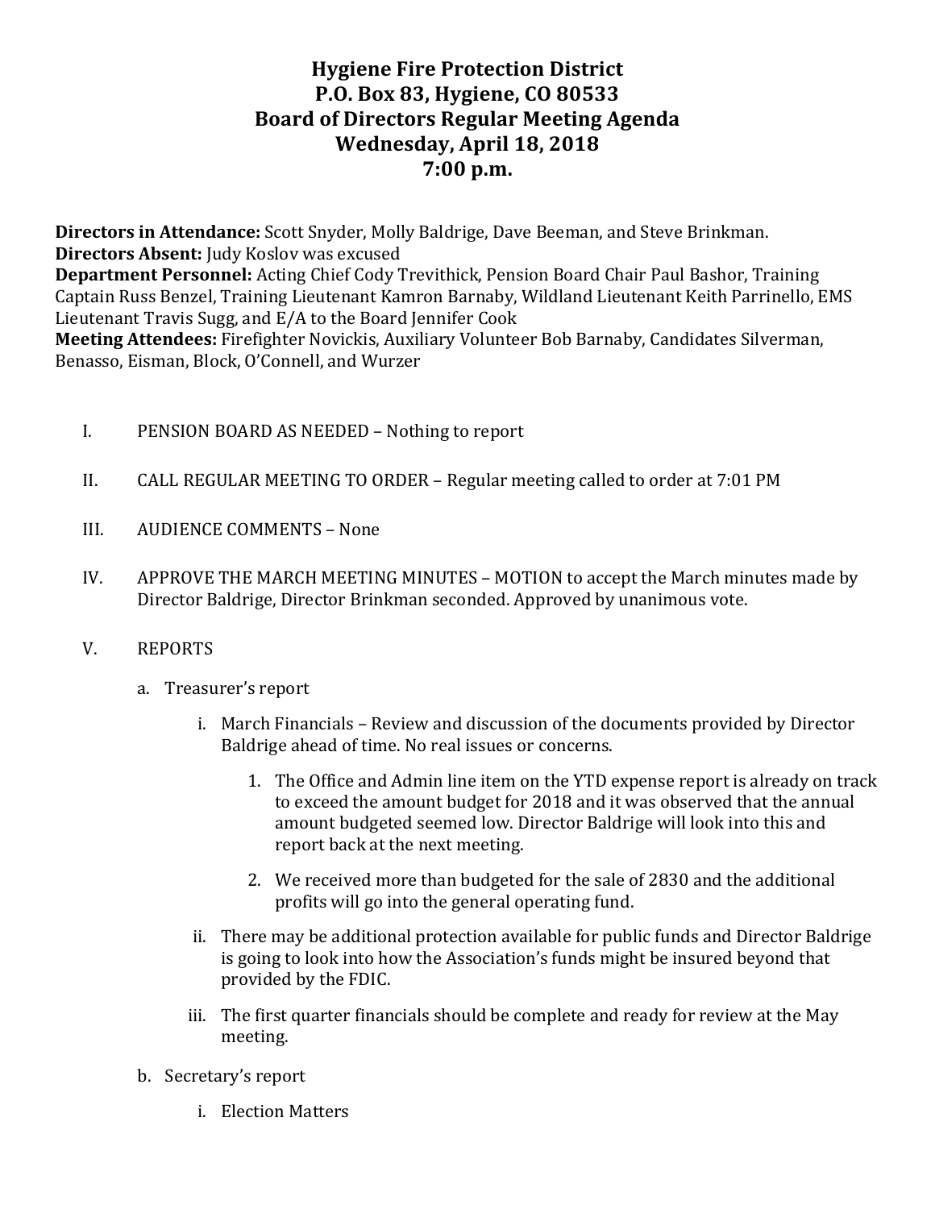# Hygiene Fire Protection District
## P.O. Box 83, Hygiene, CO 80533
## Board of Directors Regular Meeting Agenda
## Wednesday, April 18, 2018
## 7:00 p.m.

**Directors in Attendance:** Scott Snyder, Molly Baldrige, Dave Beeman, and Steve Brinkman.
**Directors Absent:** Judy Koslov was excused
**Department Personnel:** Acting Chief Cody Trevithick, Pension Board Chair Paul Bashor, Training Captain Russ Benzel, Training Lieutenant Kamron Barnaby, Wildland Lieutenant Keith Parrinello, EMS Lieutenant Travis Sugg, and E/A to the Board Jennifer Cook
**Meeting Attendees:** Firefighter Novickis, Auxiliary Volunteer Bob Barnaby, Candidates Silverman, Benasso, Eisman, Block, O'Connell, and Wurzer

I. PENSION BOARD AS NEEDED – Nothing to report

II. CALL REGULAR MEETING TO ORDER – Regular meeting called to order at 7:01 PM

III. AUDIENCE COMMENTS – None

IV. APPROVE THE MARCH MEETING MINUTES – MOTION to accept the March minutes made by Director Baldrige, Director Brinkman seconded. Approved by unanimous vote.

V. REPORTS

   a. Treasurer's report

      i. March Financials – Review and discussion of the documents provided by Director Baldrige ahead of time. No real issues or concerns.

         1. The Office and Admin line item on the YTD expense report is already on track to exceed the amount budget for 2018 and it was observed that the annual amount budgeted seemed low. Director Baldrige will look into this and report back at the next meeting.

         2. We received more than budgeted for the sale of 2830 and the additional profits will go into the general operating fund.

      ii. There may be additional protection available for public funds and Director Baldrige is going to look into how the Association's funds might be insured beyond that provided by the FDIC.

      iii. The first quarter financials should be complete and ready for review at the May meeting.

   b. Secretary's report

      i. Election Matters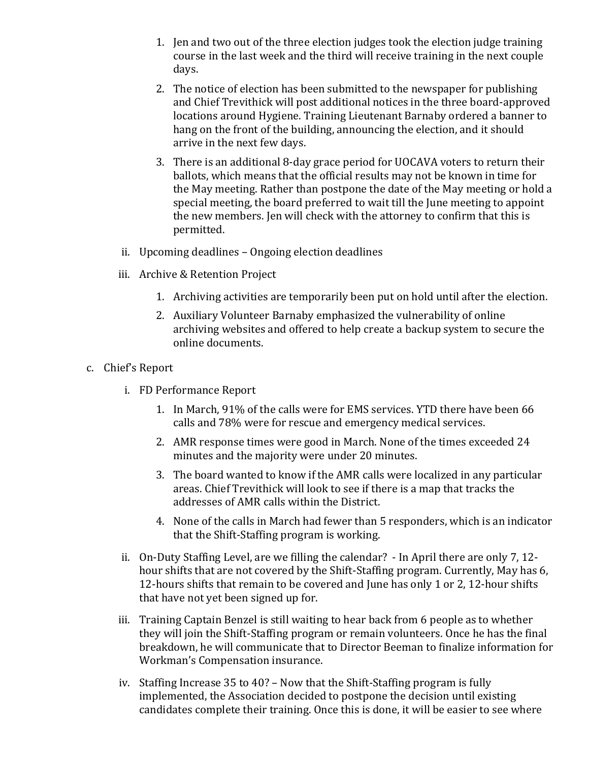1. Jen and two out of the three election judges took the election judge training course in the last week and the third will receive training in the next couple days.
2. The notice of election has been submitted to the newspaper for publishing and Chief Trevithick will post additional notices in the three board-approved locations around Hygiene. Training Lieutenant Barnaby ordered a banner to hang on the front of the building, announcing the election, and it should arrive in the next few days.
3. There is an additional 8-day grace period for UOCAVA voters to return their ballots, which means that the official results may not be known in time for the May meeting. Rather than postpone the date of the May meeting or hold a special meeting, the board preferred to wait till the June meeting to appoint the new members. Jen will check with the attorney to confirm that this is permitted.

ii. Upcoming deadlines – Ongoing election deadlines

iii. Archive & Retention Project

1. Archiving activities are temporarily been put on hold until after the election.
2. Auxiliary Volunteer Barnaby emphasized the vulnerability of online archiving websites and offered to help create a backup system to secure the online documents.

c. Chief's Report

i. FD Performance Report

1. In March, 91% of the calls were for EMS services. YTD there have been 66 calls and 78% were for rescue and emergency medical services.
2. AMR response times were good in March. None of the times exceeded 24 minutes and the majority were under 20 minutes.
3. The board wanted to know if the AMR calls were localized in any particular areas. Chief Trevithick will look to see if there is a map that tracks the addresses of AMR calls within the District.
4. None of the calls in March had fewer than 5 responders, which is an indicator that the Shift-Staffing program is working.

ii. On-Duty Staffing Level, are we filling the calendar? - In April there are only 7, 12-hour shifts that are not covered by the Shift-Staffing program. Currently, May has 6, 12-hours shifts that remain to be covered and June has only 1 or 2, 12-hour shifts that have not yet been signed up for.

iii. Training Captain Benzel is still waiting to hear back from 6 people as to whether they will join the Shift-Staffing program or remain volunteers. Once he has the final breakdown, he will communicate that to Director Beeman to finalize information for Workman's Compensation insurance.

iv. Staffing Increase 35 to 40? – Now that the Shift-Staffing program is fully implemented, the Association decided to postpone the decision until existing candidates complete their training. Once this is done, it will be easier to see where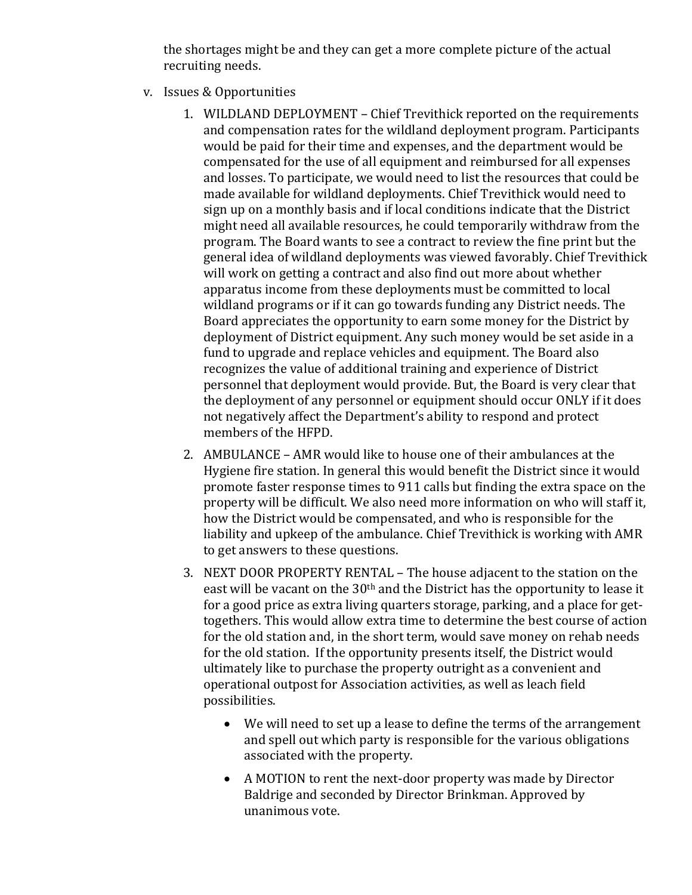the shortages might be and they can get a more complete picture of the actual recruiting needs.

v. Issues & Opportunities

1. WILDLAND DEPLOYMENT – Chief Trevithick reported on the requirements and compensation rates for the wildland deployment program. Participants would be paid for their time and expenses, and the department would be compensated for the use of all equipment and reimbursed for all expenses and losses. To participate, we would need to list the resources that could be made available for wildland deployments. Chief Trevithick would need to sign up on a monthly basis and if local conditions indicate that the District might need all available resources, he could temporarily withdraw from the program. The Board wants to see a contract to review the fine print but the general idea of wildland deployments was viewed favorably. Chief Trevithick will work on getting a contract and also find out more about whether apparatus income from these deployments must be committed to local wildland programs or if it can go towards funding any District needs. The Board appreciates the opportunity to earn some money for the District by deployment of District equipment. Any such money would be set aside in a fund to upgrade and replace vehicles and equipment. The Board also recognizes the value of additional training and experience of District personnel that deployment would provide. But, the Board is very clear that the deployment of any personnel or equipment should occur ONLY if it does not negatively affect the Department's ability to respond and protect members of the HFPD.

2. AMBULANCE – AMR would like to house one of their ambulances at the Hygiene fire station. In general this would benefit the District since it would promote faster response times to 911 calls but finding the extra space on the property will be difficult. We also need more information on who will staff it, how the District would be compensated, and who is responsible for the liability and upkeep of the ambulance. Chief Trevithick is working with AMR to get answers to these questions.

3. NEXT DOOR PROPERTY RENTAL – The house adjacent to the station on the east will be vacant on the 30th and the District has the opportunity to lease it for a good price as extra living quarters storage, parking, and a place for get-togethers. This would allow extra time to determine the best course of action for the old station and, in the short term, would save money on rehab needs for the old station. If the opportunity presents itself, the District would ultimately like to purchase the property outright as a convenient and operational outpost for Association activities, as well as leach field possibilities.

   - We will need to set up a lease to define the terms of the arrangement and spell out which party is responsible for the various obligations associated with the property.
   - A MOTION to rent the next-door property was made by Director Baldrige and seconded by Director Brinkman. Approved by unanimous vote.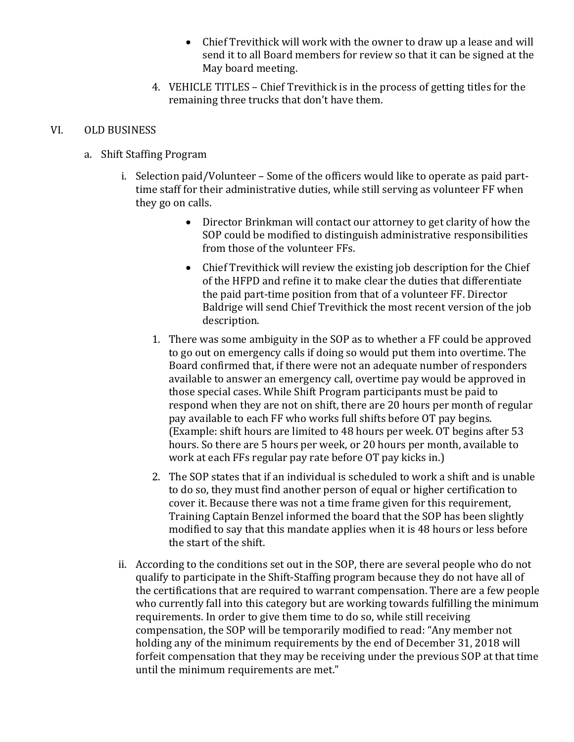- Chief Trevithick will work with the owner to draw up a lease and will send it to all Board members for review so that it can be signed at the May board meeting.

4. VEHICLE TITLES – Chief Trevithick is in the process of getting titles for the remaining three trucks that don't have them.

## VI. OLD BUSINESS

a. Shift Staffing Program

i. Selection paid/Volunteer – Some of the officers would like to operate as paid part-time staff for their administrative duties, while still serving as volunteer FF when they go on calls.

- Director Brinkman will contact our attorney to get clarity of how the SOP could be modified to distinguish administrative responsibilities from those of the volunteer FFs.
- Chief Trevithick will review the existing job description for the Chief of the HFPD and refine it to make clear the duties that differentiate the paid part-time position from that of a volunteer FF. Director Baldrige will send Chief Trevithick the most recent version of the job description.

1. There was some ambiguity in the SOP as to whether a FF could be approved to go out on emergency calls if doing so would put them into overtime. The Board confirmed that, if there were not an adequate number of responders available to answer an emergency call, overtime pay would be approved in those special cases. While Shift Program participants must be paid to respond when they are not on shift, there are 20 hours per month of regular pay available to each FF who works full shifts before OT pay begins. (Example: shift hours are limited to 48 hours per week. OT begins after 53 hours. So there are 5 hours per week, or 20 hours per month, available to work at each FFs regular pay rate before OT pay kicks in.)
2. The SOP states that if an individual is scheduled to work a shift and is unable to do so, they must find another person of equal or higher certification to cover it. Because there was not a time frame given for this requirement, Training Captain Benzel informed the board that the SOP has been slightly modified to say that this mandate applies when it is 48 hours or less before the start of the shift.

ii. According to the conditions set out in the SOP, there are several people who do not qualify to participate in the Shift-Staffing program because they do not have all of the certifications that are required to warrant compensation. There are a few people who currently fall into this category but are working towards fulfilling the minimum requirements. In order to give them time to do so, while still receiving compensation, the SOP will be temporarily modified to read: "Any member not holding any of the minimum requirements by the end of December 31, 2018 will forfeit compensation that they may be receiving under the previous SOP at that time until the minimum requirements are met."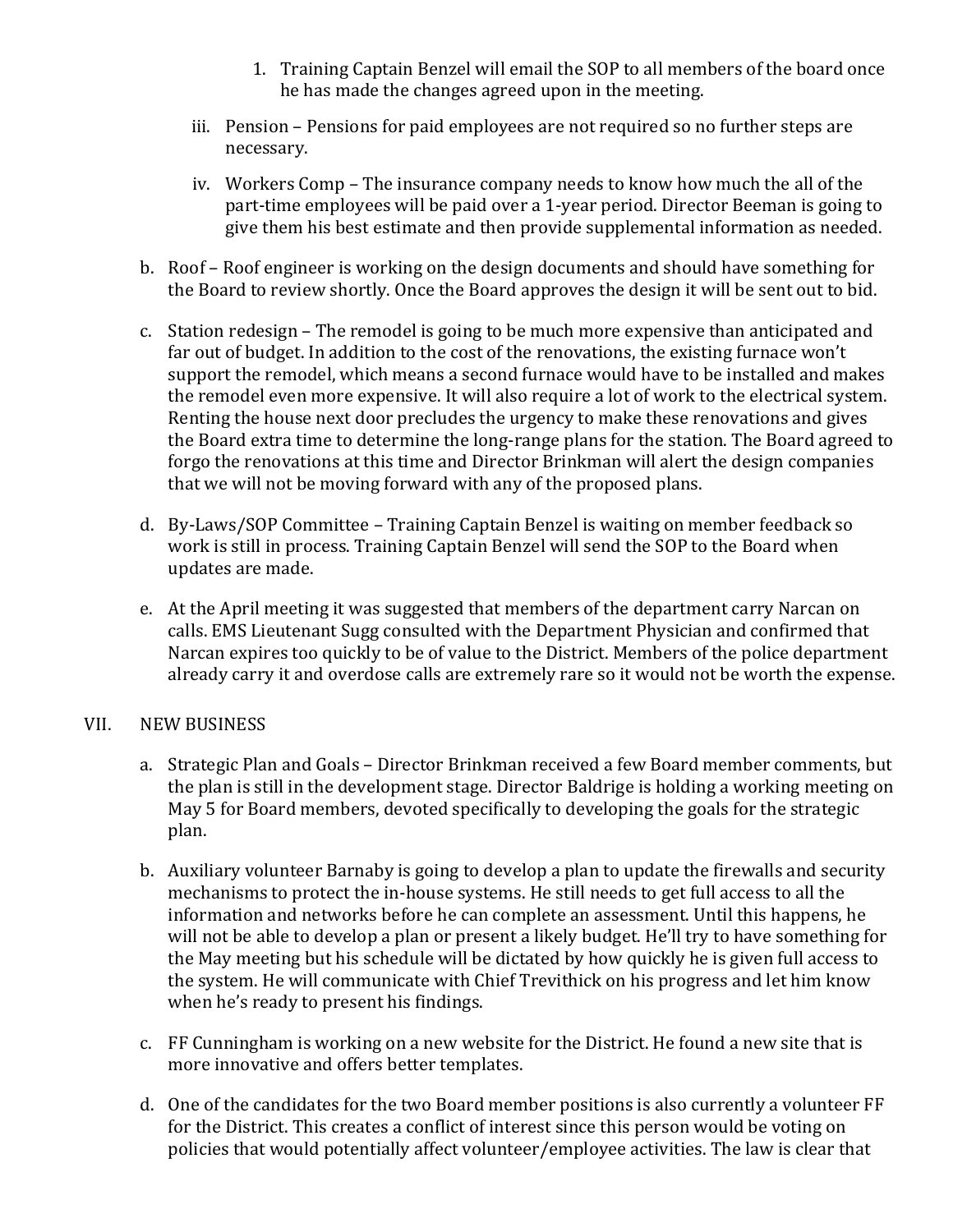1. Training Captain Benzel will email the SOP to all members of the board once he has made the changes agreed upon in the meeting.

iii. Pension – Pensions for paid employees are not required so no further steps are necessary.

iv. Workers Comp – The insurance company needs to know how much the all of the part-time employees will be paid over a 1-year period. Director Beeman is going to give them his best estimate and then provide supplemental information as needed.

b. Roof – Roof engineer is working on the design documents and should have something for the Board to review shortly. Once the Board approves the design it will be sent out to bid.

c. Station redesign – The remodel is going to be much more expensive than anticipated and far out of budget. In addition to the cost of the renovations, the existing furnace won't support the remodel, which means a second furnace would have to be installed and makes the remodel even more expensive. It will also require a lot of work to the electrical system. Renting the house next door precludes the urgency to make these renovations and gives the Board extra time to determine the long-range plans for the station. The Board agreed to forgo the renovations at this time and Director Brinkman will alert the design companies that we will not be moving forward with any of the proposed plans.

d. By-Laws/SOP Committee – Training Captain Benzel is waiting on member feedback so work is still in process. Training Captain Benzel will send the SOP to the Board when updates are made.

e. At the April meeting it was suggested that members of the department carry Narcan on calls. EMS Lieutenant Sugg consulted with the Department Physician and confirmed that Narcan expires too quickly to be of value to the District. Members of the police department already carry it and overdose calls are extremely rare so it would not be worth the expense.

VII. NEW BUSINESS

a. Strategic Plan and Goals – Director Brinkman received a few Board member comments, but the plan is still in the development stage. Director Baldrige is holding a working meeting on May 5 for Board members, devoted specifically to developing the goals for the strategic plan.

b. Auxiliary volunteer Barnaby is going to develop a plan to update the firewalls and security mechanisms to protect the in-house systems. He still needs to get full access to all the information and networks before he can complete an assessment. Until this happens, he will not be able to develop a plan or present a likely budget. He'll try to have something for the May meeting but his schedule will be dictated by how quickly he is given full access to the system. He will communicate with Chief Trevithick on his progress and let him know when he's ready to present his findings.

c. FF Cunningham is working on a new website for the District. He found a new site that is more innovative and offers better templates.

d. One of the candidates for the two Board member positions is also currently a volunteer FF for the District. This creates a conflict of interest since this person would be voting on policies that would potentially affect volunteer/employee activities. The law is clear that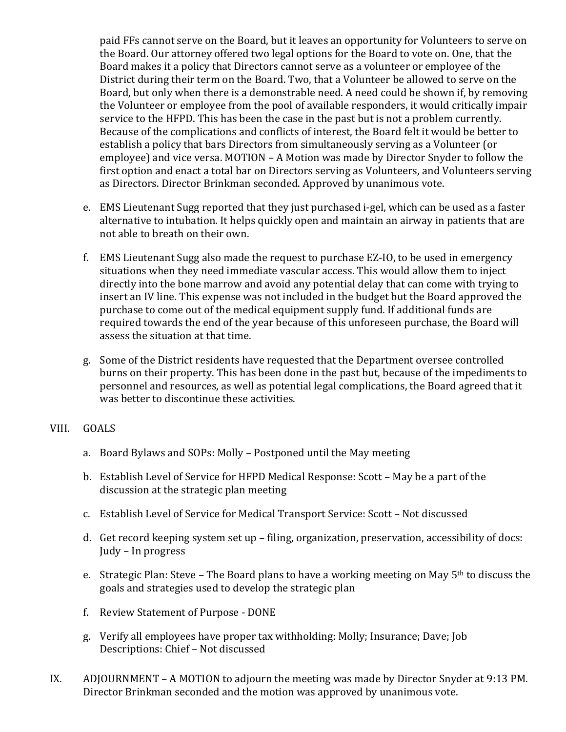paid FFs cannot serve on the Board, but it leaves an opportunity for Volunteers to serve on the Board. Our attorney offered two legal options for the Board to vote on. One, that the Board makes it a policy that Directors cannot serve as a volunteer or employee of the District during their term on the Board. Two, that a Volunteer be allowed to serve on the Board, but only when there is a demonstrable need. A need could be shown if, by removing the Volunteer or employee from the pool of available responders, it would critically impair service to the HFPD. This has been the case in the past but is not a problem currently. Because of the complications and conflicts of interest, the Board felt it would be better to establish a policy that bars Directors from simultaneously serving as a Volunteer (or employee) and vice versa. MOTION – A Motion was made by Director Snyder to follow the first option and enact a total bar on Directors serving as Volunteers, and Volunteers serving as Directors. Director Brinkman seconded. Approved by unanimous vote.

e. EMS Lieutenant Sugg reported that they just purchased i-gel, which can be used as a faster alternative to intubation. It helps quickly open and maintain an airway in patients that are not able to breath on their own.

f. EMS Lieutenant Sugg also made the request to purchase EZ-IO, to be used in emergency situations when they need immediate vascular access. This would allow them to inject directly into the bone marrow and avoid any potential delay that can come with trying to insert an IV line. This expense was not included in the budget but the Board approved the purchase to come out of the medical equipment supply fund. If additional funds are required towards the end of the year because of this unforeseen purchase, the Board will assess the situation at that time.

g. Some of the District residents have requested that the Department oversee controlled burns on their property. This has been done in the past but, because of the impediments to personnel and resources, as well as potential legal complications, the Board agreed that it was better to discontinue these activities.

VIII. GOALS

a. Board Bylaws and SOPs: Molly – Postponed until the May meeting

b. Establish Level of Service for HFPD Medical Response: Scott – May be a part of the discussion at the strategic plan meeting

c. Establish Level of Service for Medical Transport Service: Scott – Not discussed

d. Get record keeping system set up – filing, organization, preservation, accessibility of docs: Judy – In progress

e. Strategic Plan: Steve – The Board plans to have a working meeting on May 5th to discuss the goals and strategies used to develop the strategic plan

f. Review Statement of Purpose - DONE

g. Verify all employees have proper tax withholding: Molly; Insurance; Dave; Job Descriptions: Chief – Not discussed

IX. ADJOURNMENT – A MOTION to adjourn the meeting was made by Director Snyder at 9:13 PM. Director Brinkman seconded and the motion was approved by unanimous vote.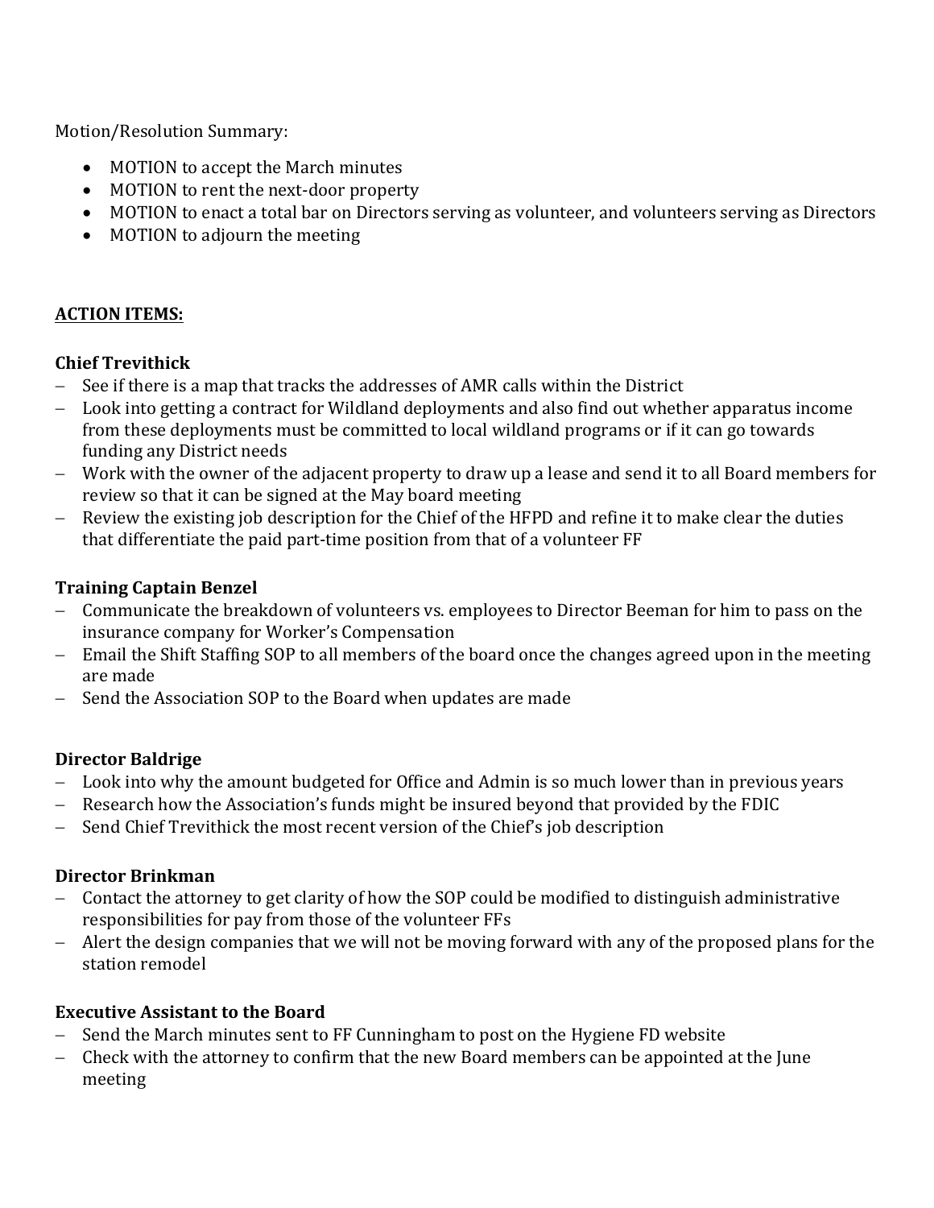Motion/Resolution Summary:

- MOTION to accept the March minutes
- MOTION to rent the next-door property
- MOTION to enact a total bar on Directors serving as volunteer, and volunteers serving as Directors
- MOTION to adjourn the meeting

**ACTION ITEMS:**

**Chief Trevithick**

- See if there is a map that tracks the addresses of AMR calls within the District
- Look into getting a contract for Wildland deployments and also find out whether apparatus income from these deployments must be committed to local wildland programs or if it can go towards funding any District needs
- Work with the owner of the adjacent property to draw up a lease and send it to all Board members for review so that it can be signed at the May board meeting
- Review the existing job description for the Chief of the HFPD and refine it to make clear the duties that differentiate the paid part-time position from that of a volunteer FF

**Training Captain Benzel**

- Communicate the breakdown of volunteers vs. employees to Director Beeman for him to pass on the insurance company for Worker's Compensation
- Email the Shift Staffing SOP to all members of the board once the changes agreed upon in the meeting are made
- Send the Association SOP to the Board when updates are made

**Director Baldrige**

- Look into why the amount budgeted for Office and Admin is so much lower than in previous years
- Research how the Association's funds might be insured beyond that provided by the FDIC
- Send Chief Trevithick the most recent version of the Chief's job description

**Director Brinkman**

- Contact the attorney to get clarity of how the SOP could be modified to distinguish administrative responsibilities for pay from those of the volunteer FFs
- Alert the design companies that we will not be moving forward with any of the proposed plans for the station remodel

**Executive Assistant to the Board**

- Send the March minutes sent to FF Cunningham to post on the Hygiene FD website
- Check with the attorney to confirm that the new Board members can be appointed at the June meeting